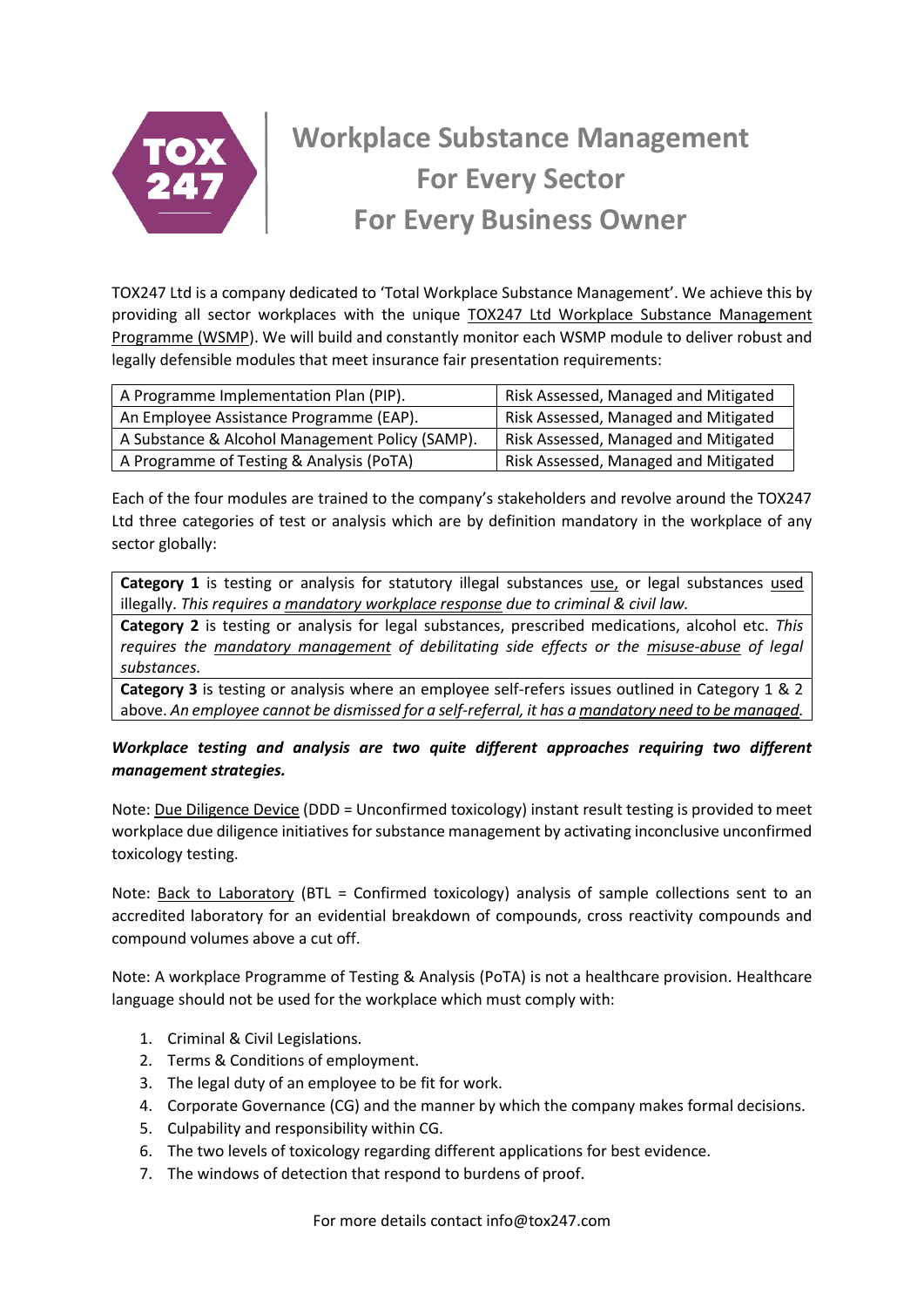# Workplace Substance Management For Every Sector For Every Business Owner

TOX247 Ltd is a company dedicated to 'Total Workplace Substance Management'. We achieve this by providing all sector workplaces with the unique TOX247 Ltd Workplace Substance Management Programme (WSMP). We will build and constantly monitor each WSMP module to deliver robust and legally defensible modules that meet insurance fair presentation requirements:

| A Programme Implementation Plan (PIP). | Risk Assessed, Managed and Mitigated |
|---|---|
| An Employee Assistance Programme (EAP). | Risk Assessed, Managed and Mitigated |
| A Substance & Alcohol Management Policy (SAMP). | Risk Assessed, Managed and Mitigated |
| A Programme of Testing & Analysis (PoTA) | Risk Assessed, Managed and Mitigated |

Each of the four modules are trained to the company's stakeholders and revolve around the TOX247 Ltd three categories of test or analysis which are by definition mandatory in the workplace of any sector globally:

**Category 1** is testing or analysis for statutory illegal substances use, or legal substances used illegally. *This requires a mandatory workplace response due to criminal & civil law.*

**Category 2** is testing or analysis for legal substances, prescribed medications, alcohol etc. *This requires the mandatory management of debilitating side effects or the misuse-abuse of legal substances.*

**Category 3** is testing or analysis where an employee self-refers issues outlined in Category 1 & 2 above. *An employee cannot be dismissed for a self-referral, it has a mandatory need to be managed.*

***Workplace testing and analysis are two quite different approaches requiring two different management strategies.***

Note: Due Diligence Device (DDD = Unconfirmed toxicology) instant result testing is provided to meet workplace due diligence initiatives for substance management by activating inconclusive unconfirmed toxicology testing.

Note: Back to Laboratory (BTL = Confirmed toxicology) analysis of sample collections sent to an accredited laboratory for an evidential breakdown of compounds, cross reactivity compounds and compound volumes above a cut off.

Note: A workplace Programme of Testing & Analysis (PoTA) is not a healthcare provision. Healthcare language should not be used for the workplace which must comply with:

1. Criminal & Civil Legislations.
2. Terms & Conditions of employment.
3. The legal duty of an employee to be fit for work.
4. Corporate Governance (CG) and the manner by which the company makes formal decisions.
5. Culpability and responsibility within CG.
6. The two levels of toxicology regarding different applications for best evidence.
7. The windows of detection that respond to burdens of proof.

For more details contact info@tox247.com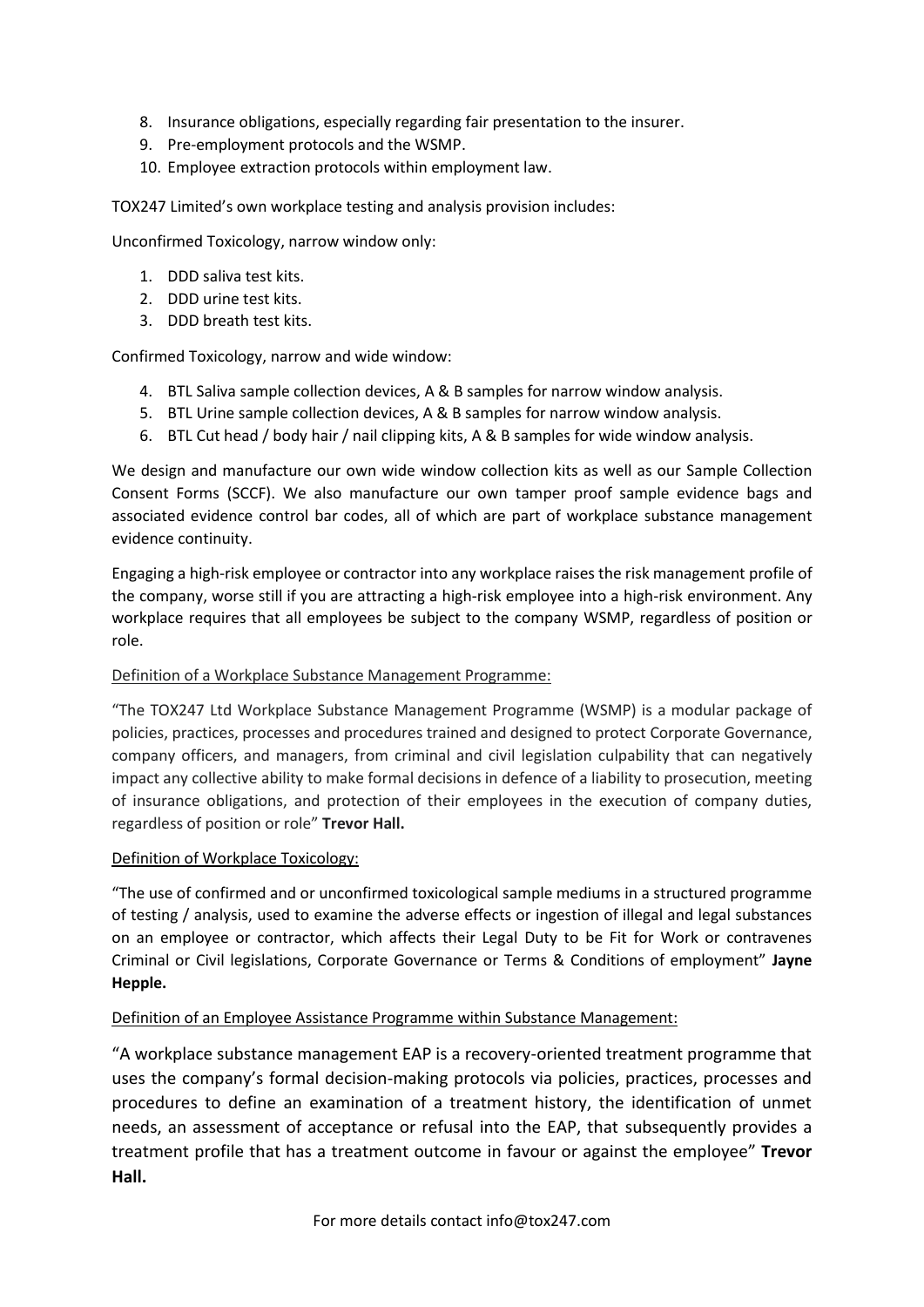8. Insurance obligations, especially regarding fair presentation to the insurer.
9. Pre-employment protocols and the WSMP.
10. Employee extraction protocols within employment law.

TOX247 Limited's own workplace testing and analysis provision includes:

Unconfirmed Toxicology, narrow window only:

1. DDD saliva test kits.
2. DDD urine test kits.
3. DDD breath test kits.

Confirmed Toxicology, narrow and wide window:

4. BTL Saliva sample collection devices, A & B samples for narrow window analysis.
5. BTL Urine sample collection devices, A & B samples for narrow window analysis.
6. BTL Cut head / body hair / nail clipping kits, A & B samples for wide window analysis.

We design and manufacture our own wide window collection kits as well as our Sample Collection Consent Forms (SCCF). We also manufacture our own tamper proof sample evidence bags and associated evidence control bar codes, all of which are part of workplace substance management evidence continuity.

Engaging a high-risk employee or contractor into any workplace raises the risk management profile of the company, worse still if you are attracting a high-risk employee into a high-risk environment. Any workplace requires that all employees be subject to the company WSMP, regardless of position or role.

Definition of a Workplace Substance Management Programme:

"The TOX247 Ltd Workplace Substance Management Programme (WSMP) is a modular package of policies, practices, processes and procedures trained and designed to protect Corporate Governance, company officers, and managers, from criminal and civil legislation culpability that can negatively impact any collective ability to make formal decisions in defence of a liability to prosecution, meeting of insurance obligations, and protection of their employees in the execution of company duties, regardless of position or role" **Trevor Hall.**

Definition of Workplace Toxicology:

"The use of confirmed and or unconfirmed toxicological sample mediums in a structured programme of testing / analysis, used to examine the adverse effects or ingestion of illegal and legal substances on an employee or contractor, which affects their Legal Duty to be Fit for Work or contravenes Criminal or Civil legislations, Corporate Governance or Terms & Conditions of employment" **Jayne Hepple.**

Definition of an Employee Assistance Programme within Substance Management:

"A workplace substance management EAP is a recovery-oriented treatment programme that uses the company's formal decision-making protocols via policies, practices, processes and procedures to define an examination of a treatment history, the identification of unmet needs, an assessment of acceptance or refusal into the EAP, that subsequently provides a treatment profile that has a treatment outcome in favour or against the employee" **Trevor Hall.**

For more details contact info@tox247.com